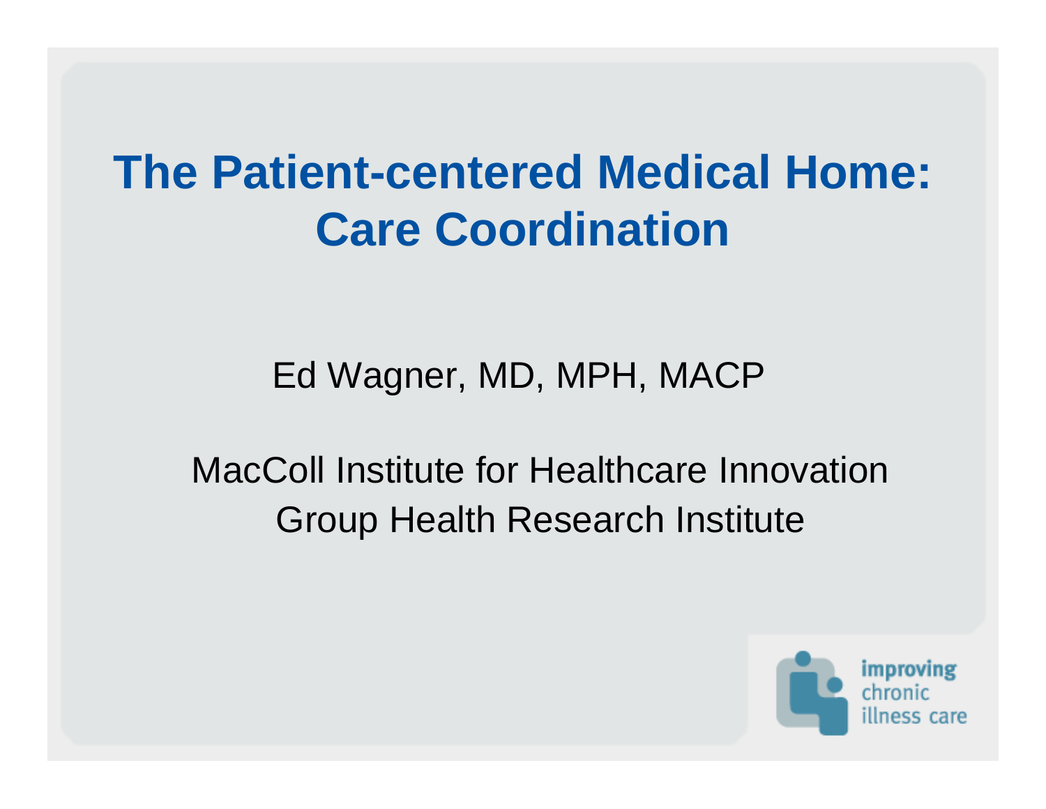# The Patient-centered Medical Home: Care Coordination

Ed Wagner, MD, MPH, MACP

MacColl Institute for Healthcare Innovation
Group Health Research Institute

improving chronic illness care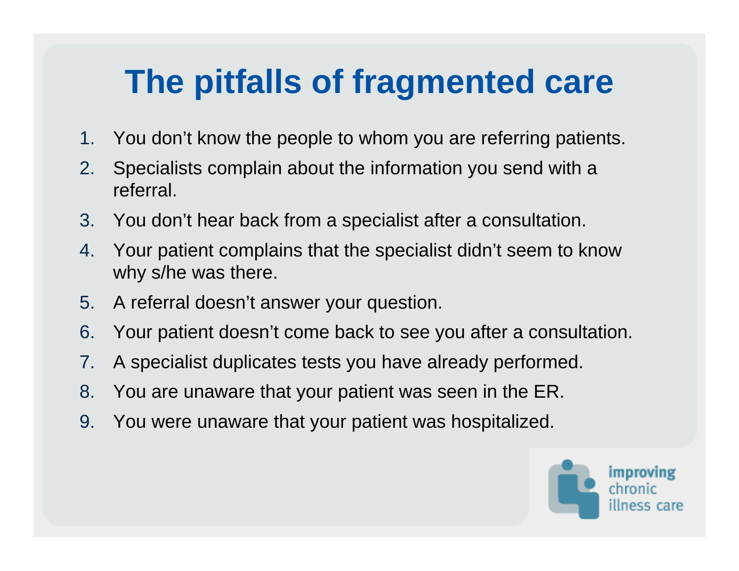# The pitfalls of fragmented care

1. You don't know the people to whom you are referring patients.
2. Specialists complain about the information you send with a referral.
3. You don't hear back from a specialist after a consultation.
4. Your patient complains that the specialist didn't seem to know why s/he was there.
5. A referral doesn't answer your question.
6. Your patient doesn't come back to see you after a consultation.
7. A specialist duplicates tests you have already performed.
8. You are unaware that your patient was seen in the ER.
9. You were unaware that your patient was hospitalized.

improving chronic illness care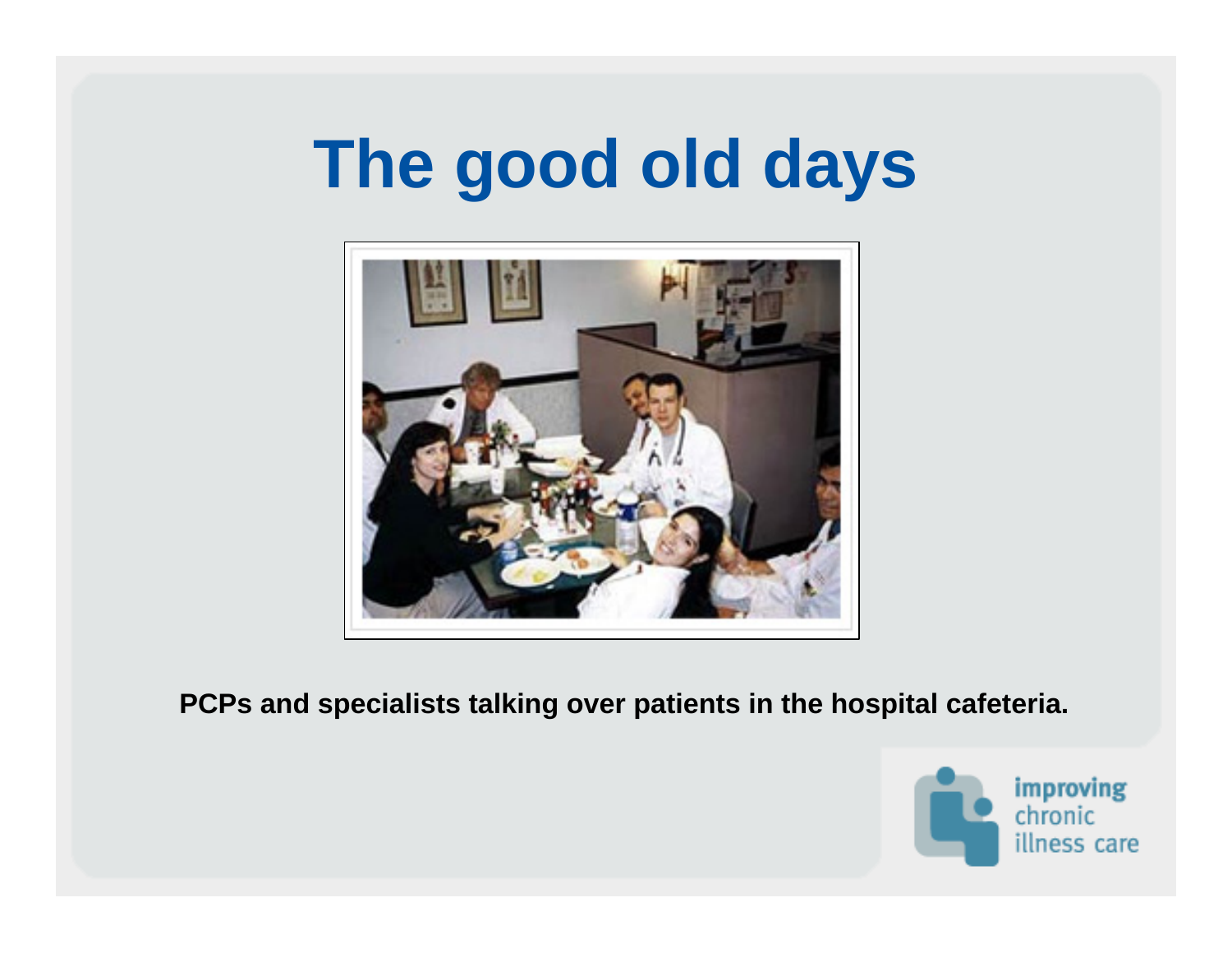# The good old days

PCPs and specialists talking over patients in the hospital cafeteria.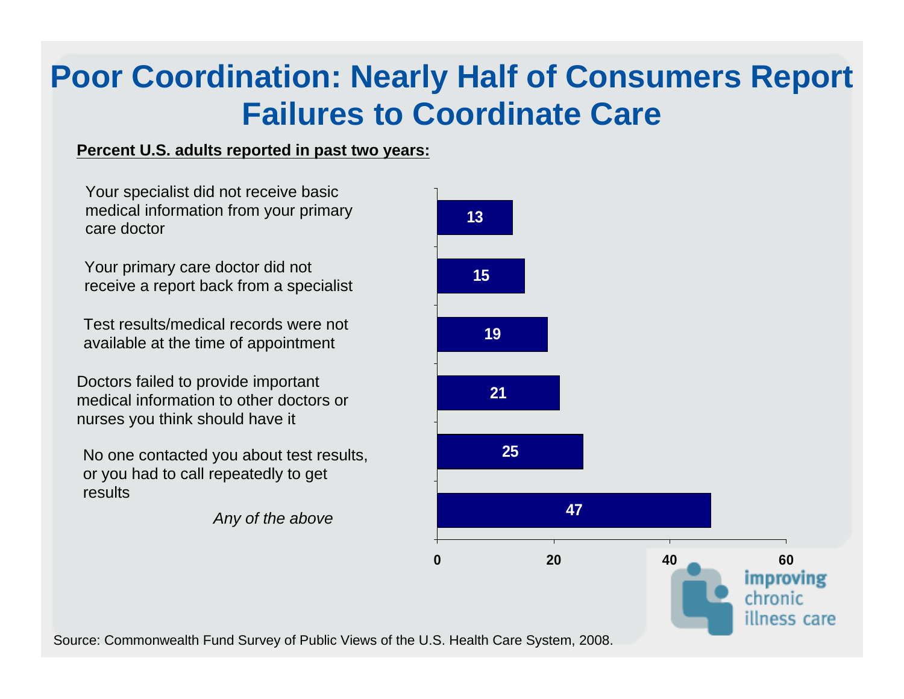# Poor Coordination: Nearly Half of Consumers Report Failures to Coordinate Care

**Percent U.S. adults reported in past two years:**

| Item | Percent |
|---|---|
| Your specialist did not receive basic medical information from your primary care doctor | 13 |
| Your primary care doctor did not receive a report back from a specialist | 15 |
| Test results/medical records were not available at the time of appointment | 19 |
| Doctors failed to provide important medical information to other doctors or nurses you think should have it | 21 |
| No one contacted you about test results, or you had to call repeatedly to get results | 25 |
| *Any of the above* | 47 |

improving chronic illness care

Source: Commonwealth Fund Survey of Public Views of the U.S. Health Care System, 2008.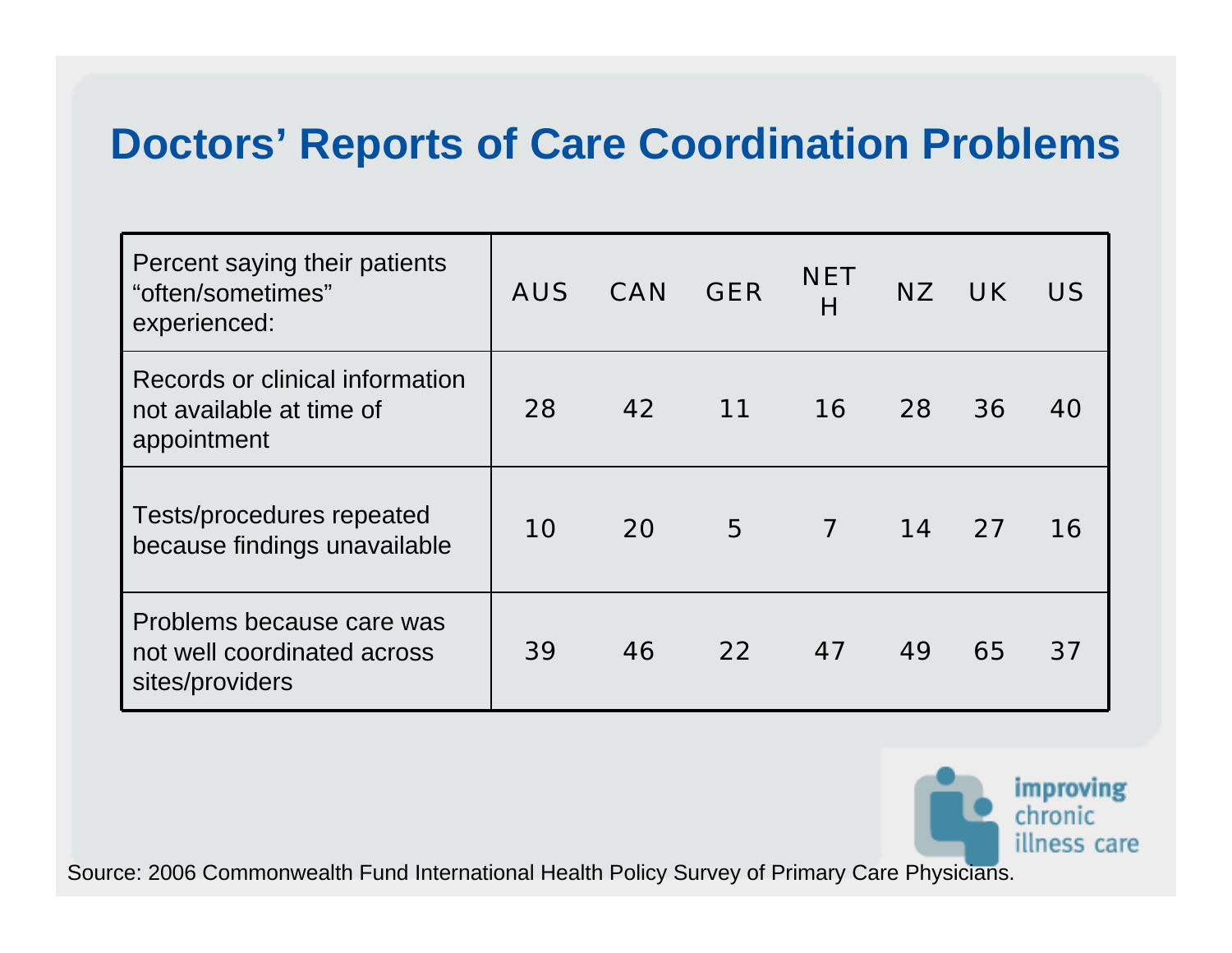# Doctors' Reports of Care Coordination Problems

| Percent saying their patients "often/sometimes" experienced: | AUS | CAN | GER | NETH | NZ | UK | US |
|---|---|---|---|---|---|---|---|
| Records or clinical information not available at time of appointment | 28 | 42 | 11 | 16 | 28 | 36 | 40 |
| Tests/procedures repeated because findings unavailable | 10 | 20 | 5 | 7 | 14 | 27 | 16 |
| Problems because care was not well coordinated across sites/providers | 39 | 46 | 22 | 47 | 49 | 65 | 37 |

improving chronic illness care

Source: 2006 Commonwealth Fund International Health Policy Survey of Primary Care Physicians.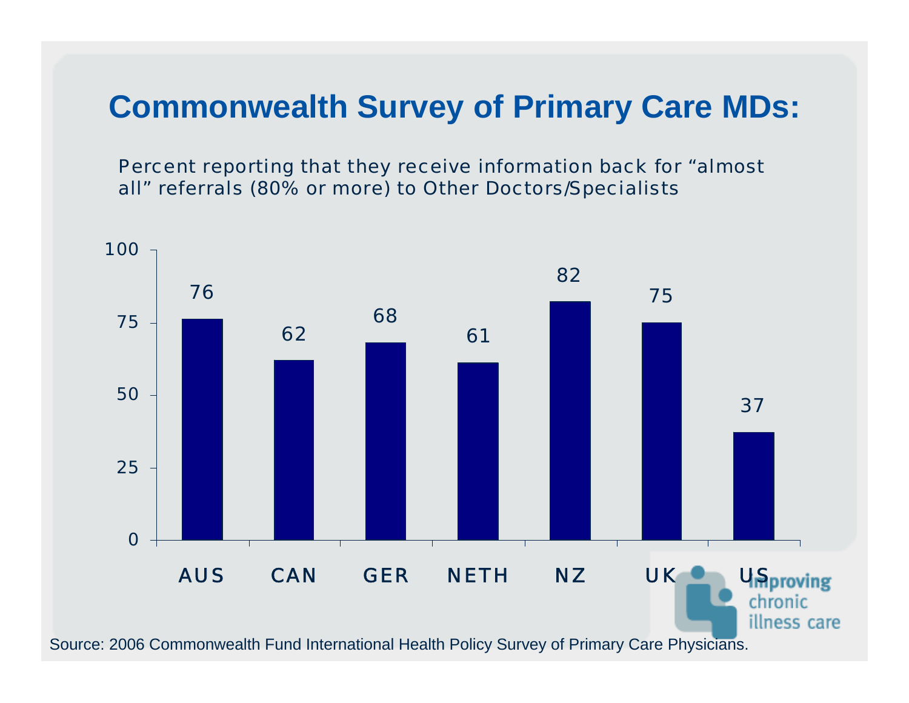# Commonwealth Survey of Primary Care MDs:

Percent reporting that they receive information back for "almost all" referrals (80% or more) to Other Doctors/Specialists

| Country | Percent |
| --- | --- |
| AUS | 76 |
| CAN | 62 |
| GER | 68 |
| NETH | 61 |
| NZ | 82 |
| UK | 75 |
| US | 37 |

Improving chronic illness care

Source: 2006 Commonwealth Fund International Health Policy Survey of Primary Care Physicians.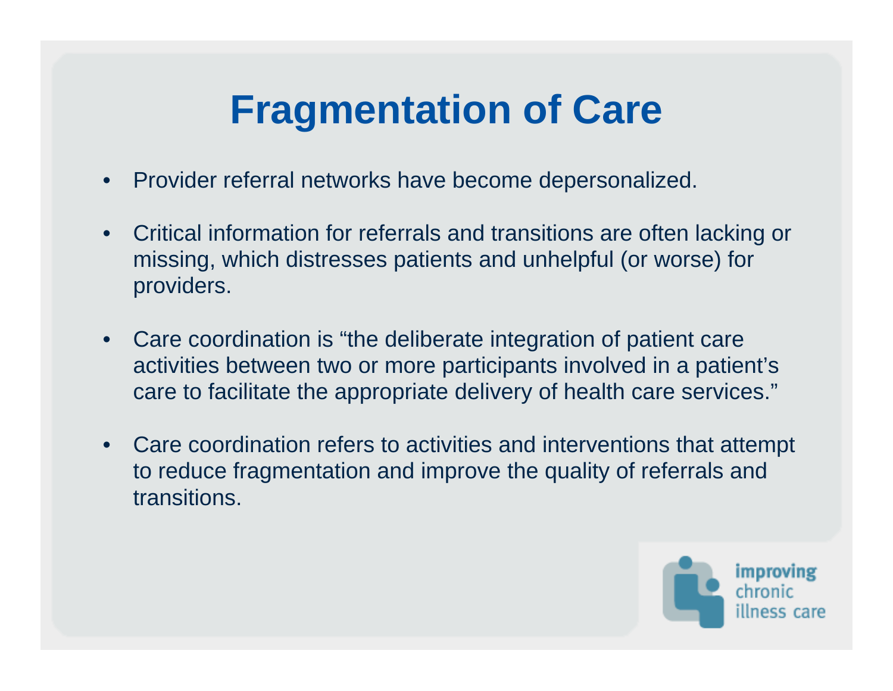# Fragmentation of Care

- Provider referral networks have become depersonalized.
- Critical information for referrals and transitions are often lacking or missing, which distresses patients and unhelpful (or worse) for providers.
- Care coordination is "the deliberate integration of patient care activities between two or more participants involved in a patient's care to facilitate the appropriate delivery of health care services."
- Care coordination refers to activities and interventions that attempt to reduce fragmentation and improve the quality of referrals and transitions.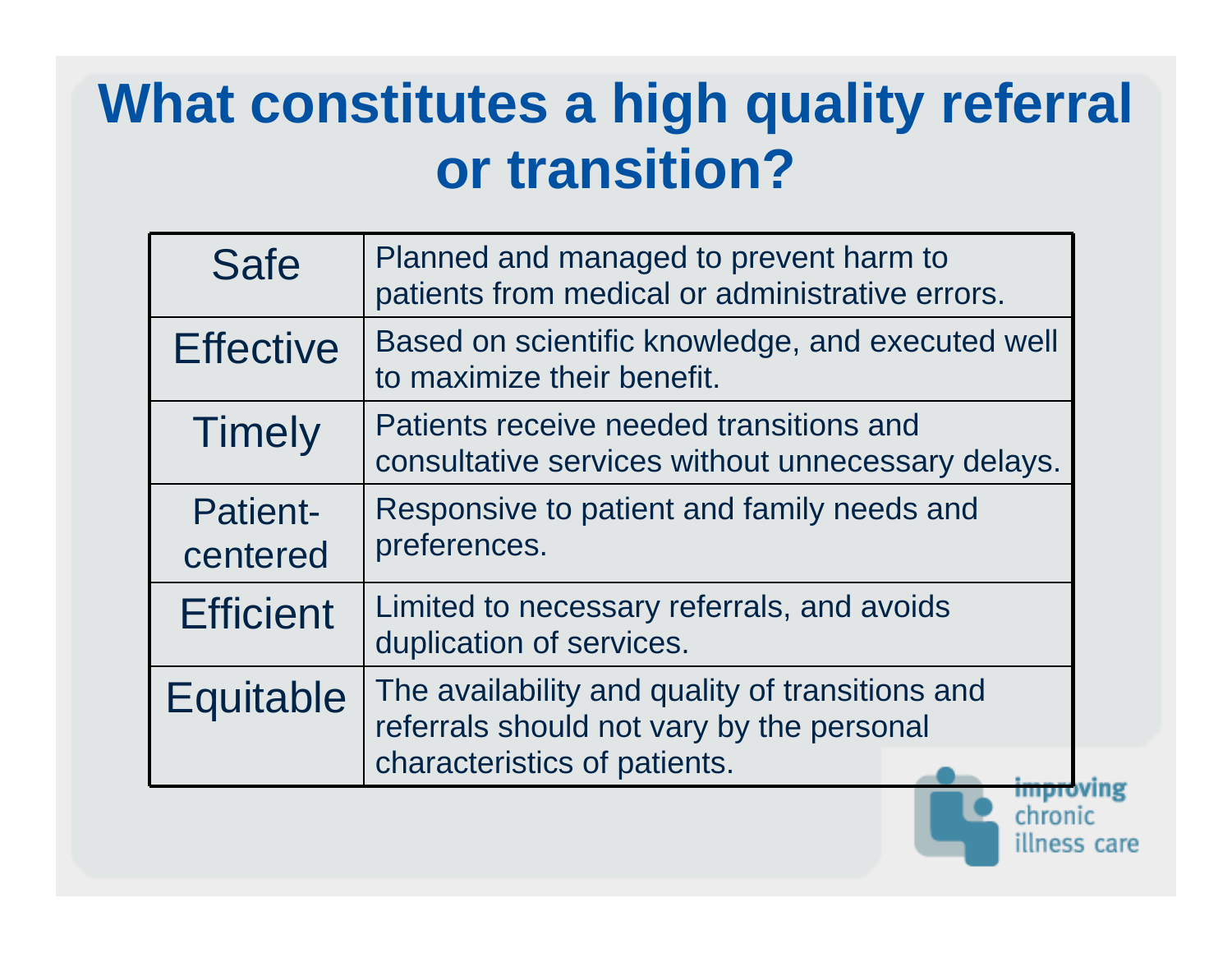# What constitutes a high quality referral or transition?

| | |
|---|---|
| Safe | Planned and managed to prevent harm to patients from medical or administrative errors. |
| Effective | Based on scientific knowledge, and executed well to maximize their benefit. |
| Timely | Patients receive needed transitions and consultative services without unnecessary delays. |
| Patient-centered | Responsive to patient and family needs and preferences. |
| Efficient | Limited to necessary referrals, and avoids duplication of services. |
| Equitable | The availability and quality of transitions and referrals should not vary by the personal characteristics of patients. |

improving chronic illness care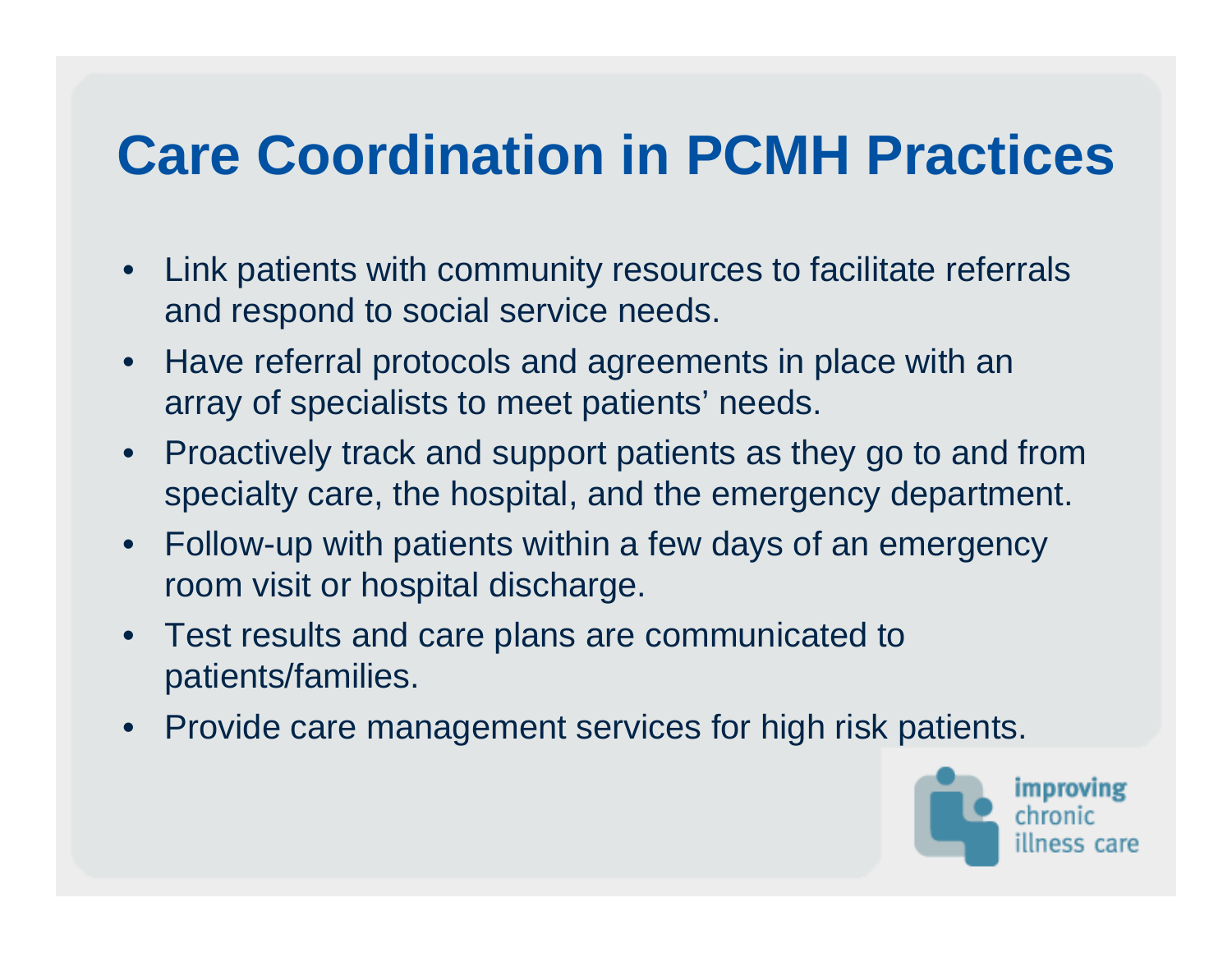# Care Coordination in PCMH Practices

- Link patients with community resources to facilitate referrals and respond to social service needs.
- Have referral protocols and agreements in place with an array of specialists to meet patients' needs.
- Proactively track and support patients as they go to and from specialty care, the hospital, and the emergency department.
- Follow-up with patients within a few days of an emergency room visit or hospital discharge.
- Test results and care plans are communicated to patients/families.
- Provide care management services for high risk patients.

improving chronic illness care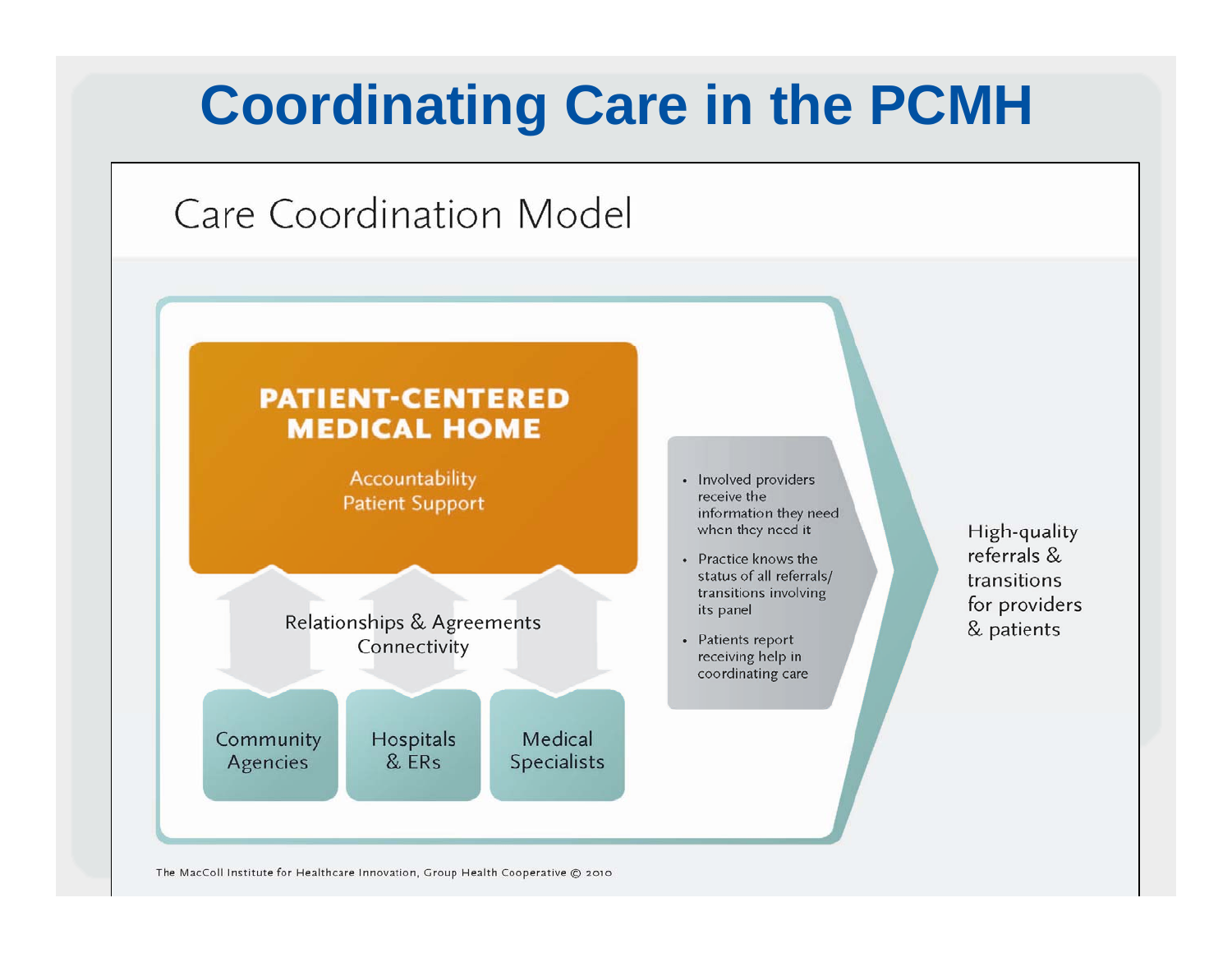# Coordinating Care in the PCMH

## Care Coordination Model

**PATIENT-CENTERED MEDICAL HOME**

Accountability
Patient Support

Relationships & Agreements
Connectivity

Community Agencies

Hospitals & ERs

Medical Specialists

- Involved providers receive the information they need when they need it
- Practice knows the status of all referrals/ transitions involving its panel
- Patients report receiving help in coordinating care

High-quality referrals & transitions for providers & patients

The MacColl Institute for Healthcare Innovation, Group Health Cooperative © 2010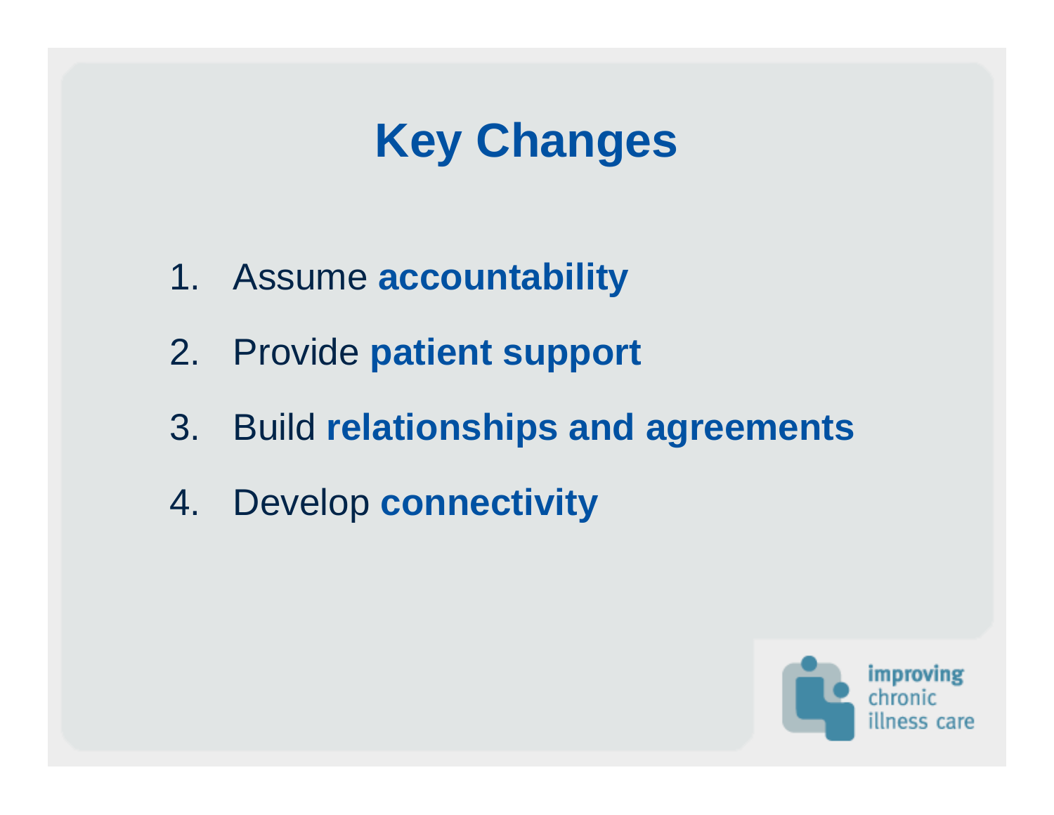# Key Changes

1. Assume **accountability**
2. Provide **patient support**
3. Build **relationships and agreements**
4. Develop **connectivity**

improving chronic illness care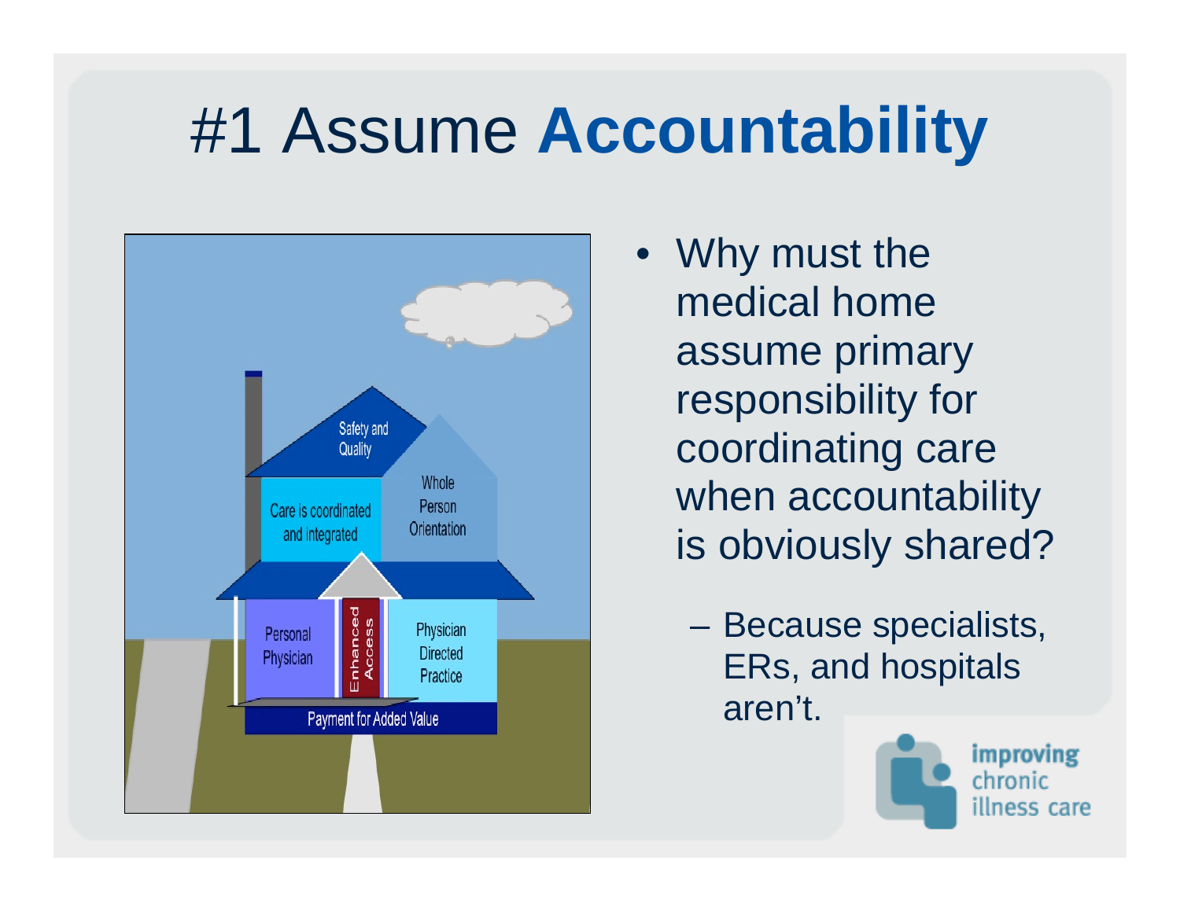# #1 Assume **Accountability**

- Why must the medical home assume primary responsibility for coordinating care when accountability is obviously shared?
  - Because specialists, ERs, and hospitals aren't.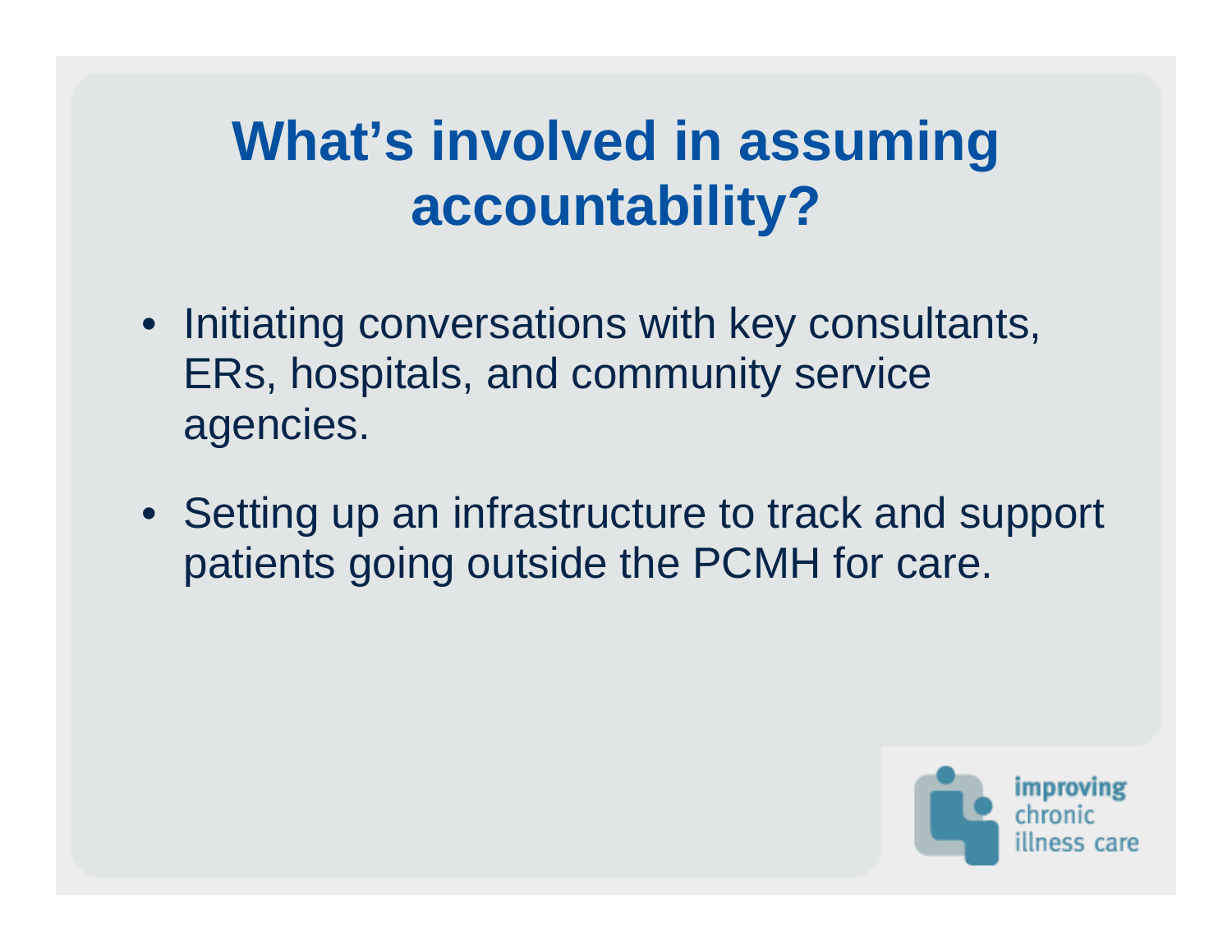# What's involved in assuming accountability?

- Initiating conversations with key consultants, ERs, hospitals, and community service agencies.
- Setting up an infrastructure to track and support patients going outside the PCMH for care.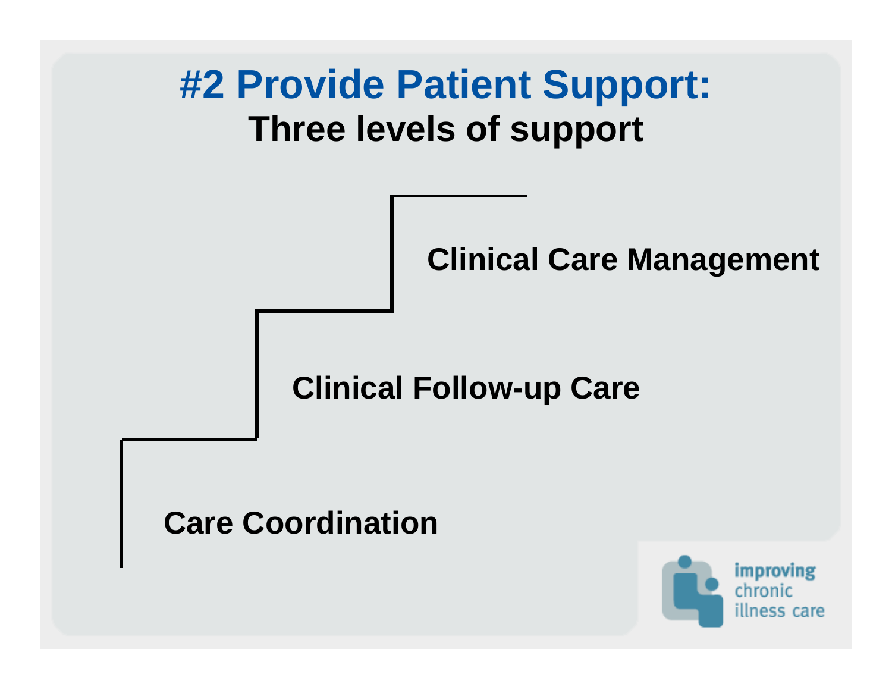# #2 Provide Patient Support:

## Three levels of support

**Clinical Care Management**

**Clinical Follow-up Care**

**Care Coordination**

improving chronic illness care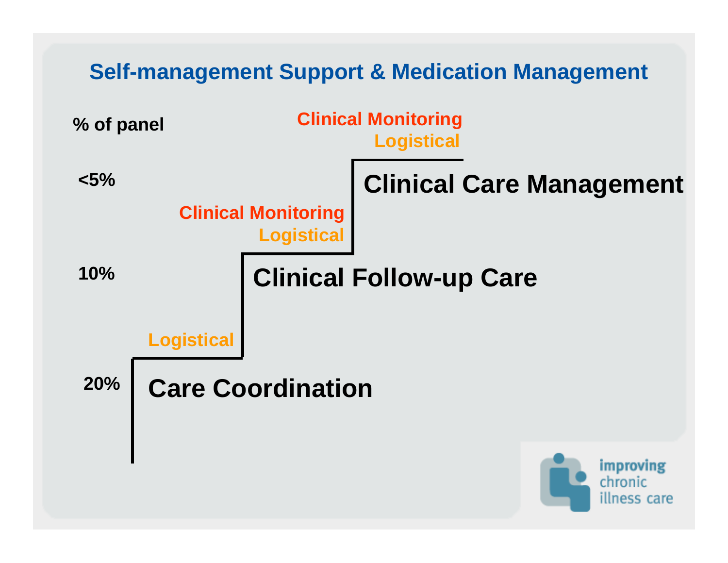## Self-management Support & Medication Management

% of panel

**Clinical Monitoring**
**Logistical**

<5% — **Clinical Care Management**

**Clinical Monitoring**
**Logistical**

10% — **Clinical Follow-up Care**

**Logistical**

20% — **Care Coordination**

improving chronic illness care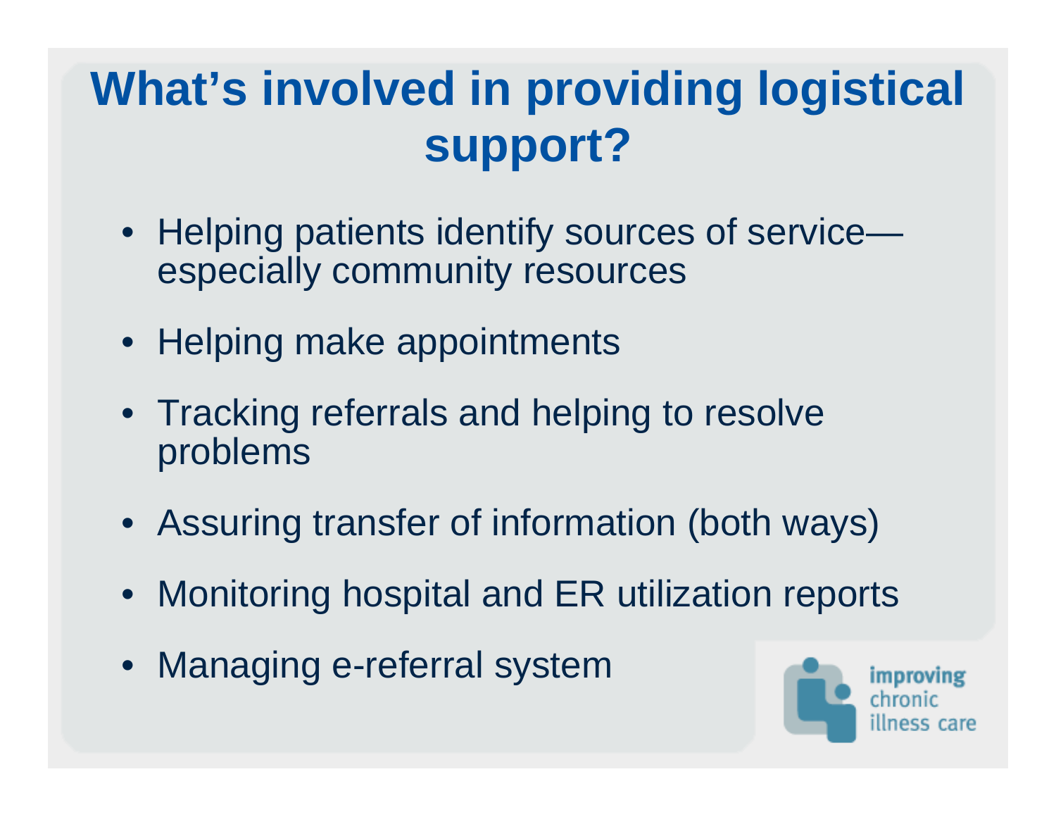# What's involved in providing logistical support?

- Helping patients identify sources of service—especially community resources
- Helping make appointments
- Tracking referrals and helping to resolve problems
- Assuring transfer of information (both ways)
- Monitoring hospital and ER utilization reports
- Managing e-referral system

improving chronic illness care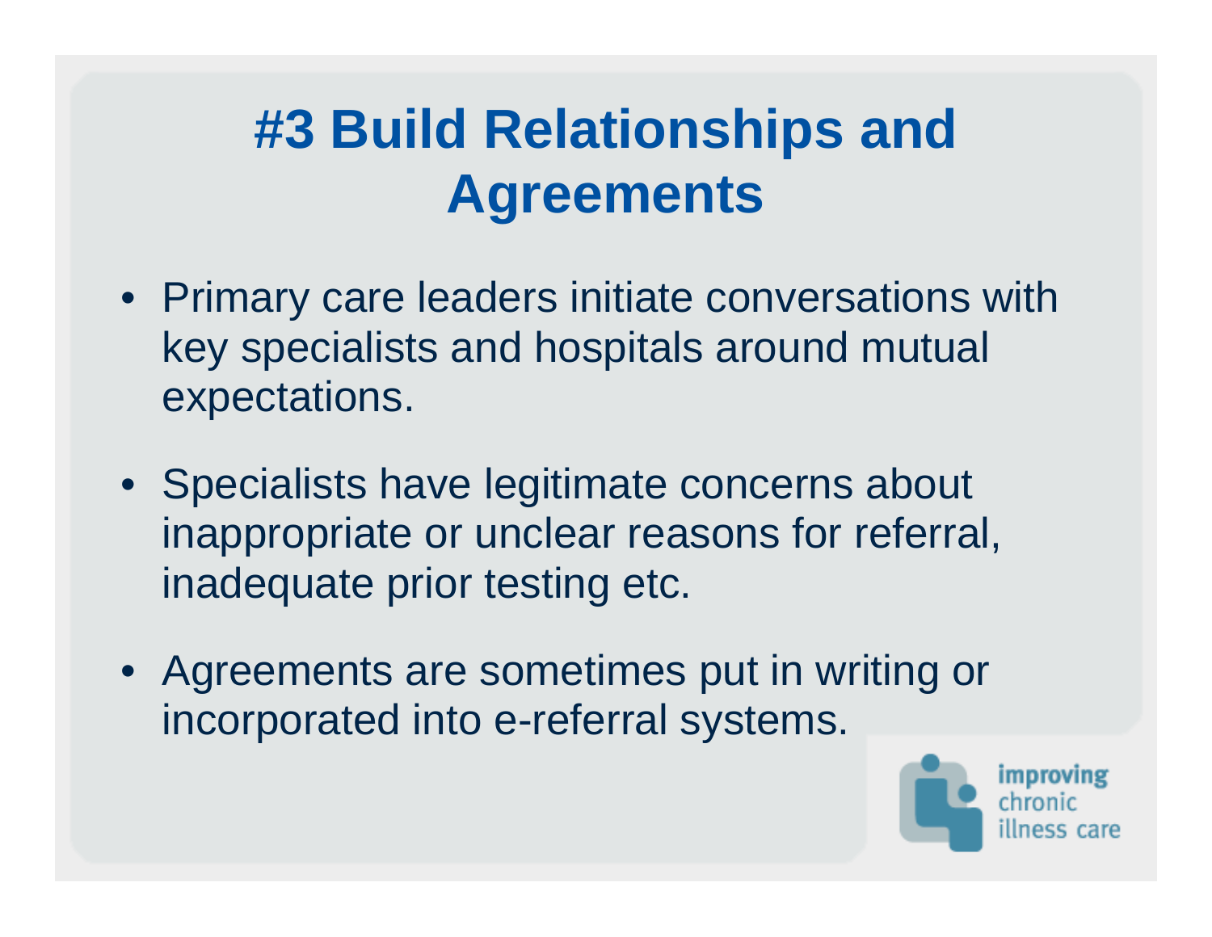# #3 Build Relationships and Agreements

- Primary care leaders initiate conversations with key specialists and hospitals around mutual expectations.
- Specialists have legitimate concerns about inappropriate or unclear reasons for referral, inadequate prior testing etc.
- Agreements are sometimes put in writing or incorporated into e-referral systems.

improving chronic illness care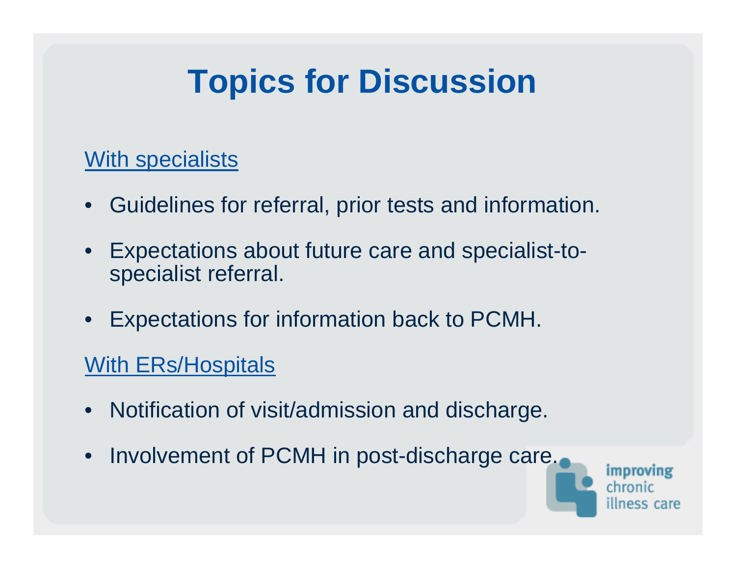# Topics for Discussion

With specialists

- Guidelines for referral, prior tests and information.
- Expectations about future care and specialist-to-specialist referral.
- Expectations for information back to PCMH.

With ERs/Hospitals

- Notification of visit/admission and discharge.
- Involvement of PCMH in post-discharge care.

improving chronic illness care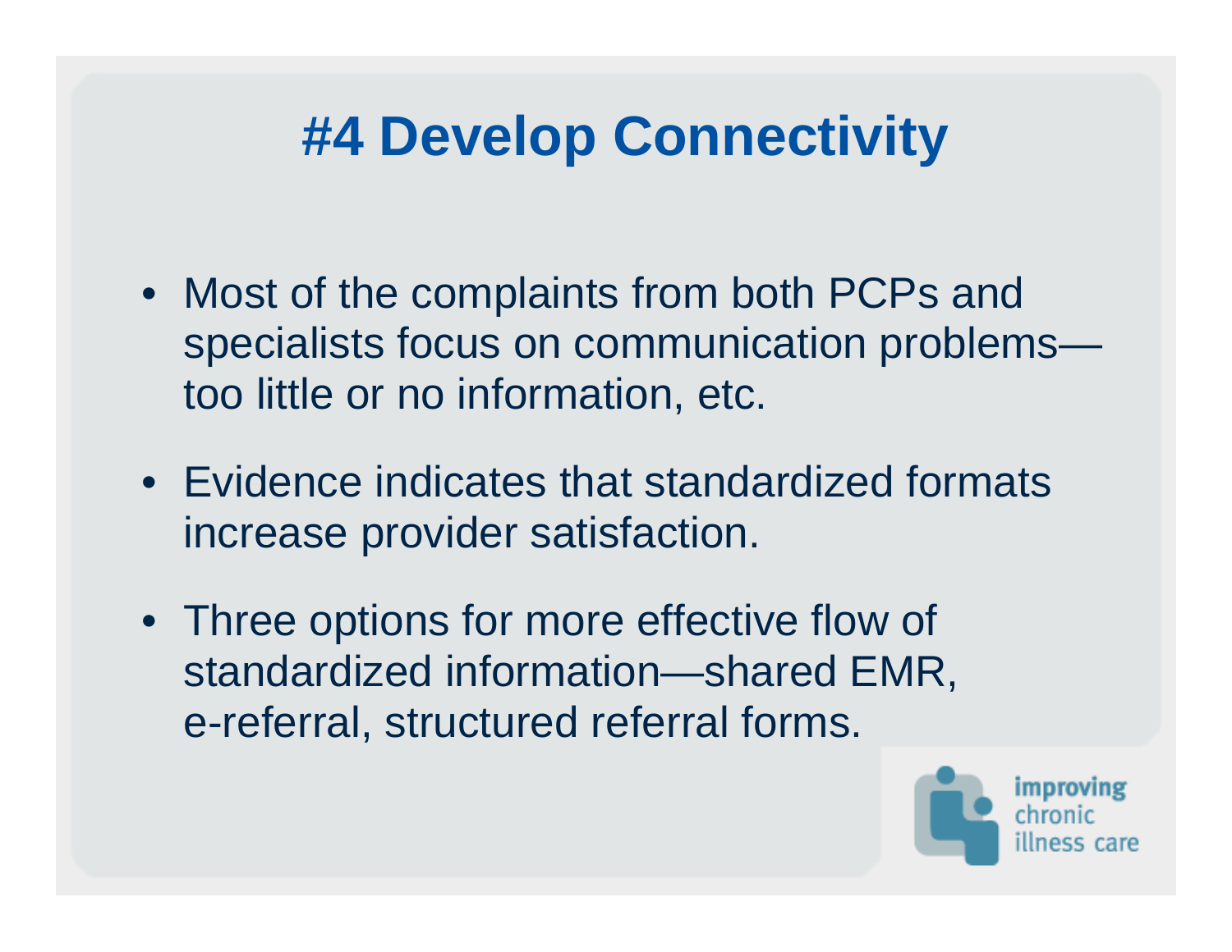# #4 Develop Connectivity

- Most of the complaints from both PCPs and specialists focus on communication problems—too little or no information, etc.
- Evidence indicates that standardized formats increase provider satisfaction.
- Three options for more effective flow of standardized information—shared EMR, e-referral, structured referral forms.

improving chronic illness care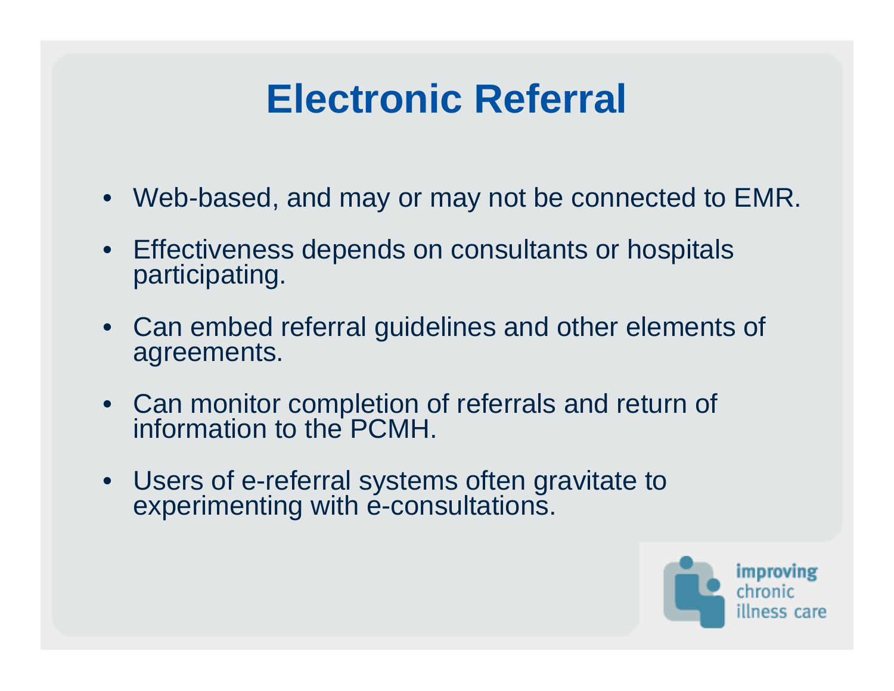# Electronic Referral

- Web-based, and may or may not be connected to EMR.
- Effectiveness depends on consultants or hospitals participating.
- Can embed referral guidelines and other elements of agreements.
- Can monitor completion of referrals and return of information to the PCMH.
- Users of e-referral systems often gravitate to experimenting with e-consultations.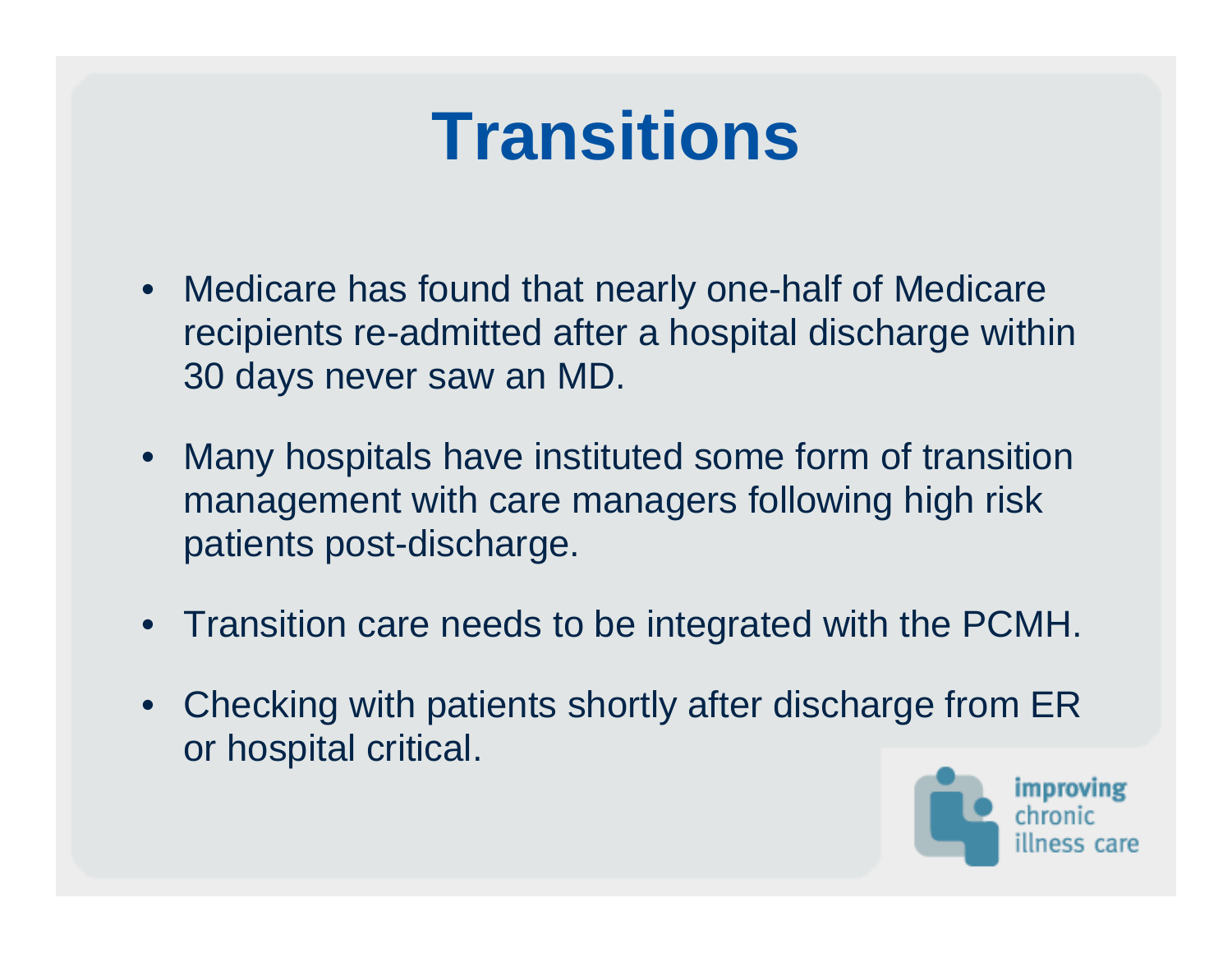# Transitions

- Medicare has found that nearly one-half of Medicare recipients re-admitted after a hospital discharge within 30 days never saw an MD.
- Many hospitals have instituted some form of transition management with care managers following high risk patients post-discharge.
- Transition care needs to be integrated with the PCMH.
- Checking with patients shortly after discharge from ER or hospital critical.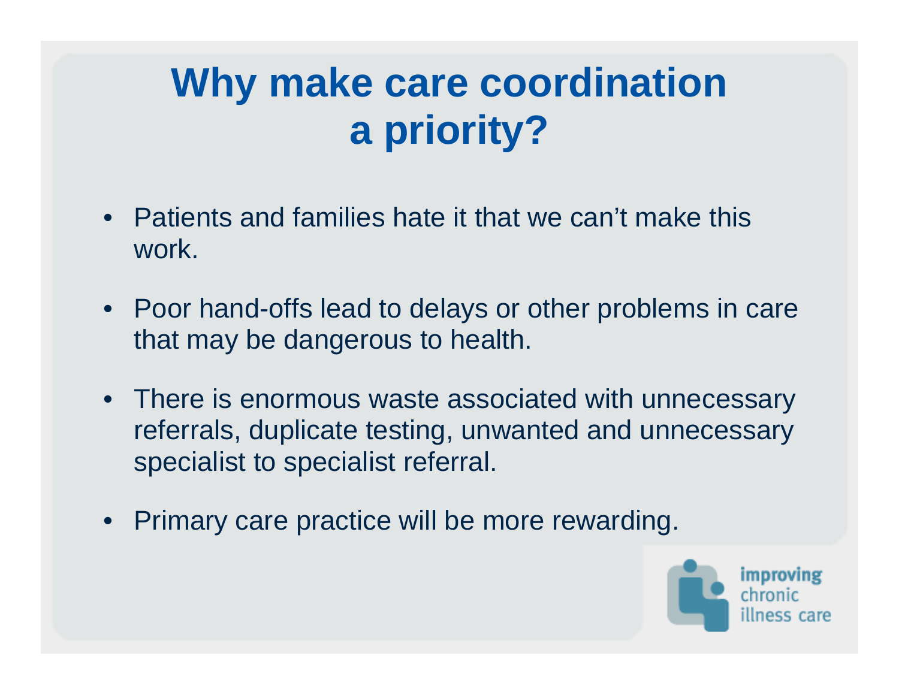# Why make care coordination a priority?

- Patients and families hate it that we can't make this work.
- Poor hand-offs lead to delays or other problems in care that may be dangerous to health.
- There is enormous waste associated with unnecessary referrals, duplicate testing, unwanted and unnecessary specialist to specialist referral.
- Primary care practice will be more rewarding.

improving chronic illness care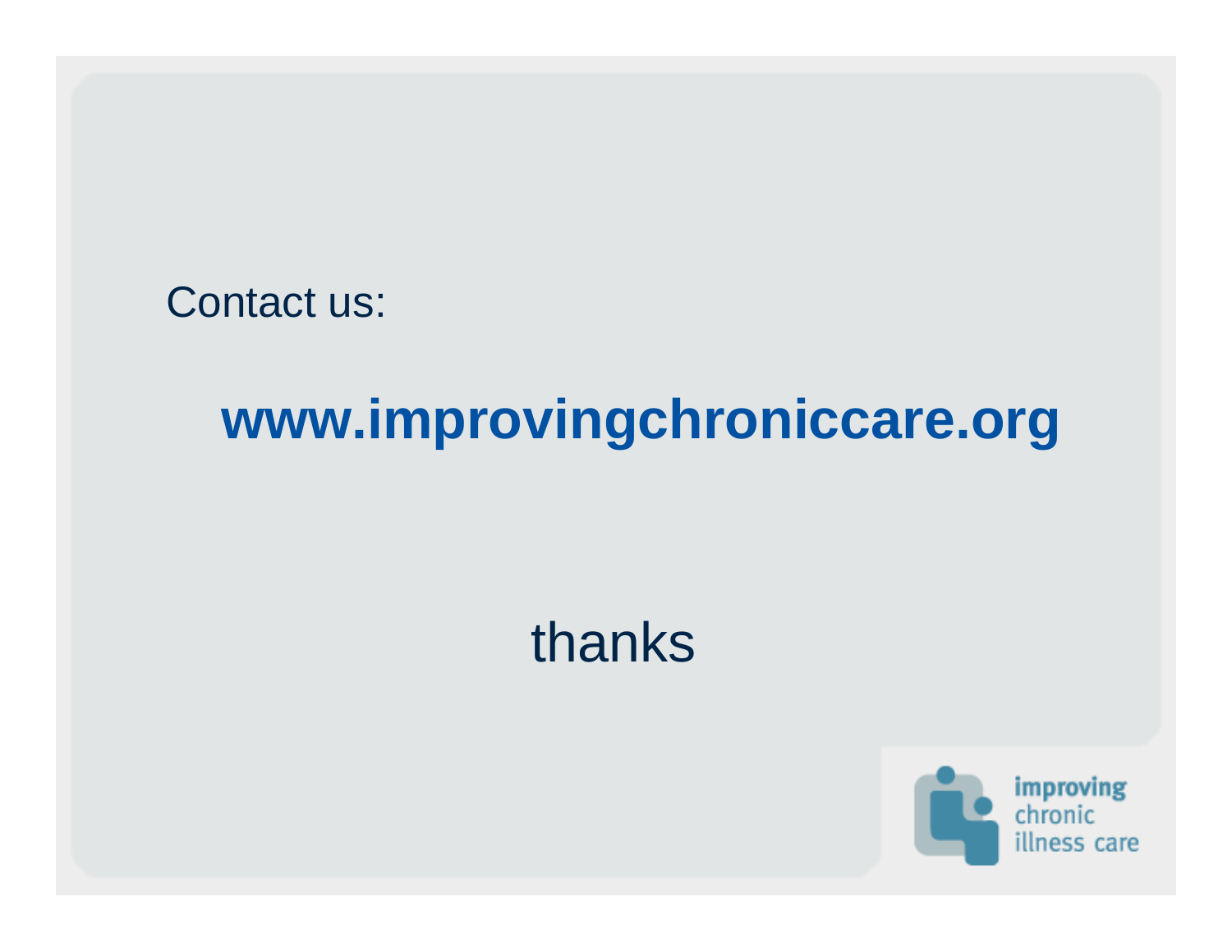Contact us:

**www.improvingchroniccare.org**

thanks

improving chronic illness care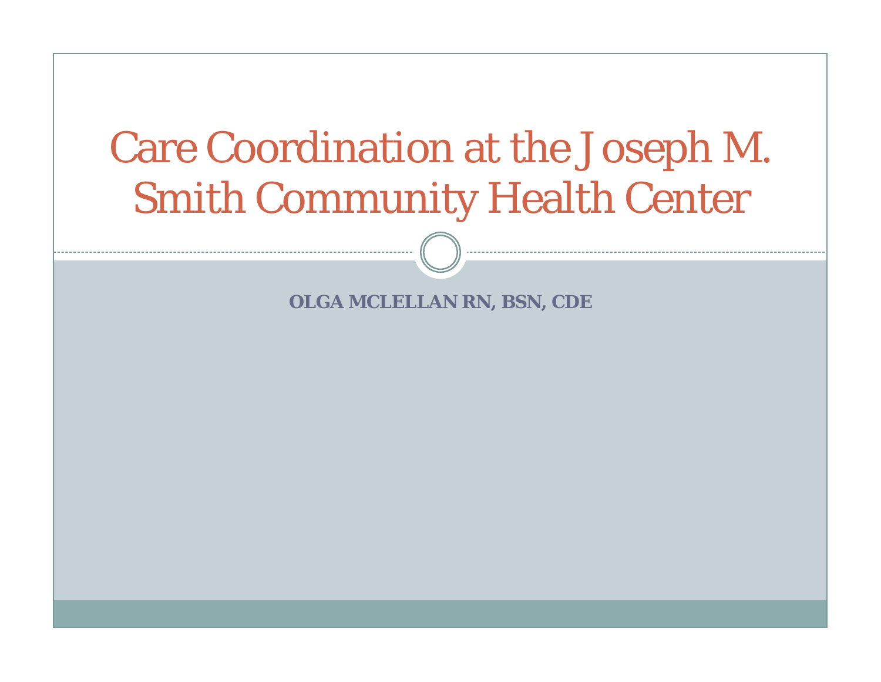# Care Coordination at the Joseph M. Smith Community Health Center

**OLGA MCLELLAN RN, BSN, CDE**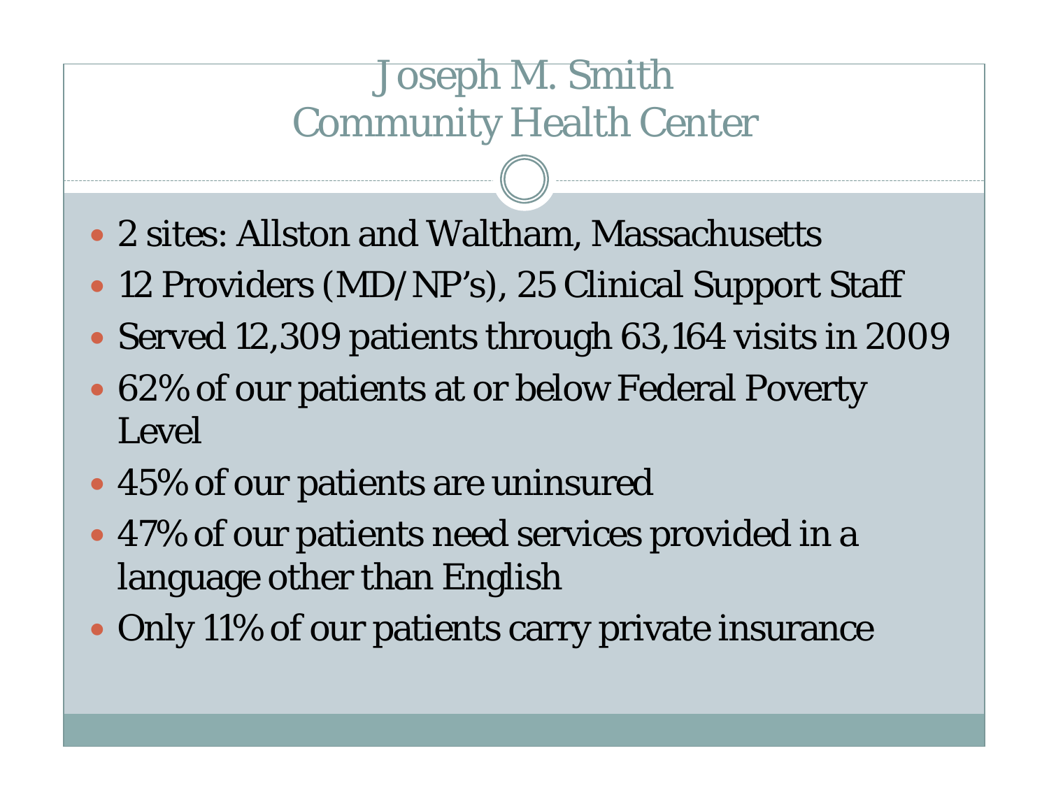# Joseph M. Smith Community Health Center

- 2 sites: Allston and Waltham, Massachusetts
- 12 Providers (MD/NP's), 25 Clinical Support Staff
- Served 12,309 patients through 63,164 visits in 2009
- 62% of our patients at or below Federal Poverty Level
- 45% of our patients are uninsured
- 47% of our patients need services provided in a language other than English
- Only 11% of our patients carry private insurance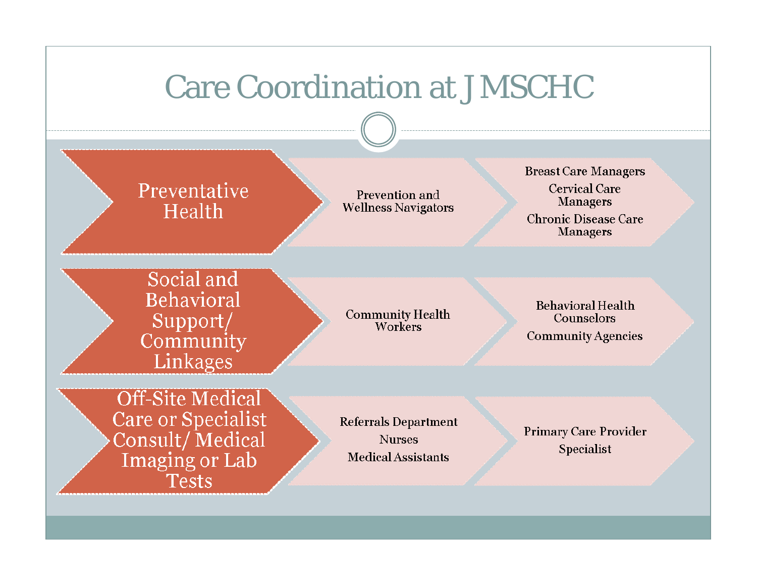# Care Coordination at JMSCHC

| Area | Coordinators | Connected To |
| --- | --- | --- |
| Preventative Health | Prevention and Wellness Navigators | Breast Care Managers<br>Cervical Care Managers<br>Chronic Disease Care Managers |
| Social and Behavioral Support/ Community Linkages | Community Health Workers | Behavioral Health Counselors<br>Community Agencies |
| Off-Site Medical Care or Specialist Consult/ Medical Imaging or Lab Tests | Referrals Department<br>Nurses<br>Medical Assistants | Primary Care Provider<br>Specialist |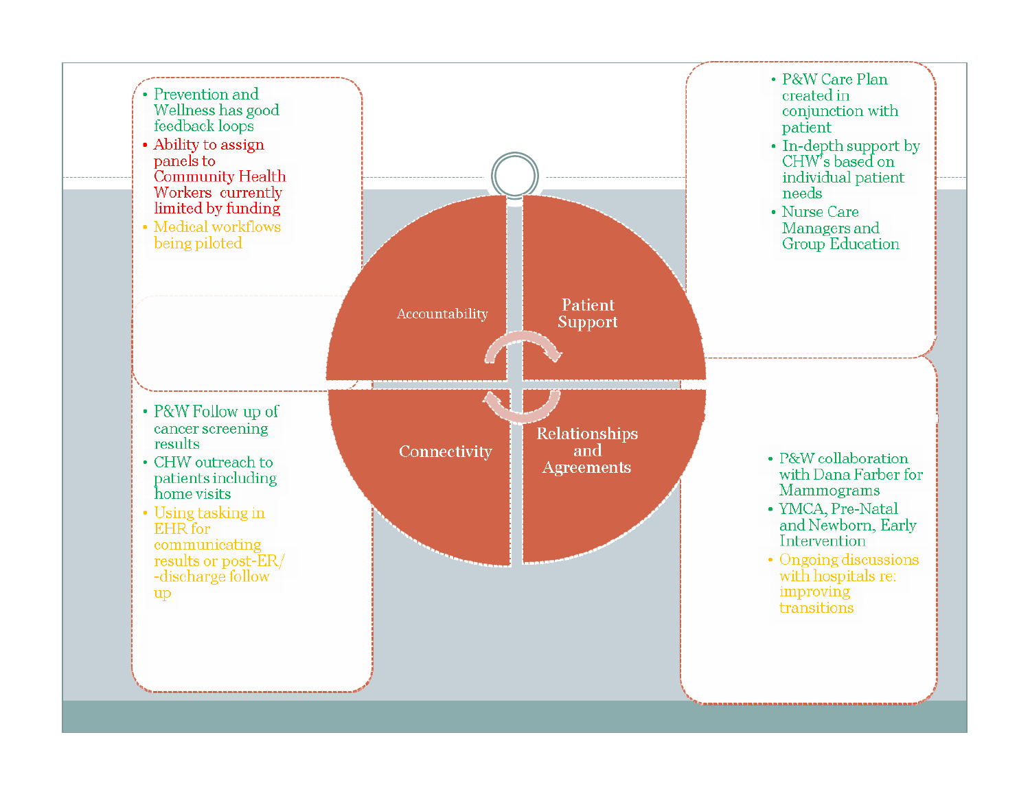## Accountability

- Prevention and Wellness has good feedback loops
- Ability to assign panels to Community Health Workers currently limited by funding
- Medical workflows being piloted

## Patient Support

- P&W Care Plan created in conjunction with patient
- In-depth support by CHW's based on individual patient needs
- Nurse Care Managers and Group Education

## Connectivity

- P&W Follow up of cancer screening results
- CHW outreach to patients including home visits
- Using tasking in EHR for communicating results or post-ER/-discharge follow up

## Relationships and Agreements

- P&W collaboration with Dana Farber for Mammograms
- YMCA, Pre-Natal and Newborn, Early Intervention
- Ongoing discussions with hospitals re: improving transitions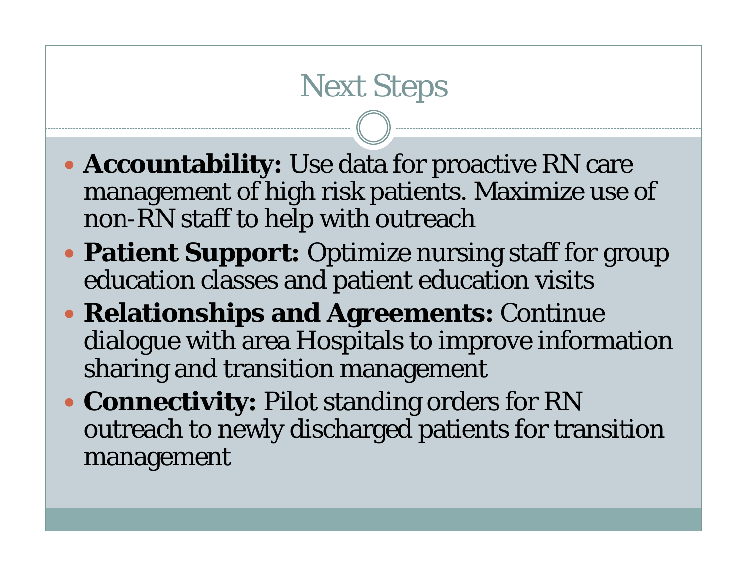# Next Steps

- **Accountability:** Use data for proactive RN care management of high risk patients. Maximize use of non-RN staff to help with outreach
- **Patient Support:** Optimize nursing staff for group education classes and patient education visits
- **Relationships and Agreements:** Continue dialogue with area Hospitals to improve information sharing and transition management
- **Connectivity:** Pilot standing orders for RN outreach to newly discharged patients for transition management